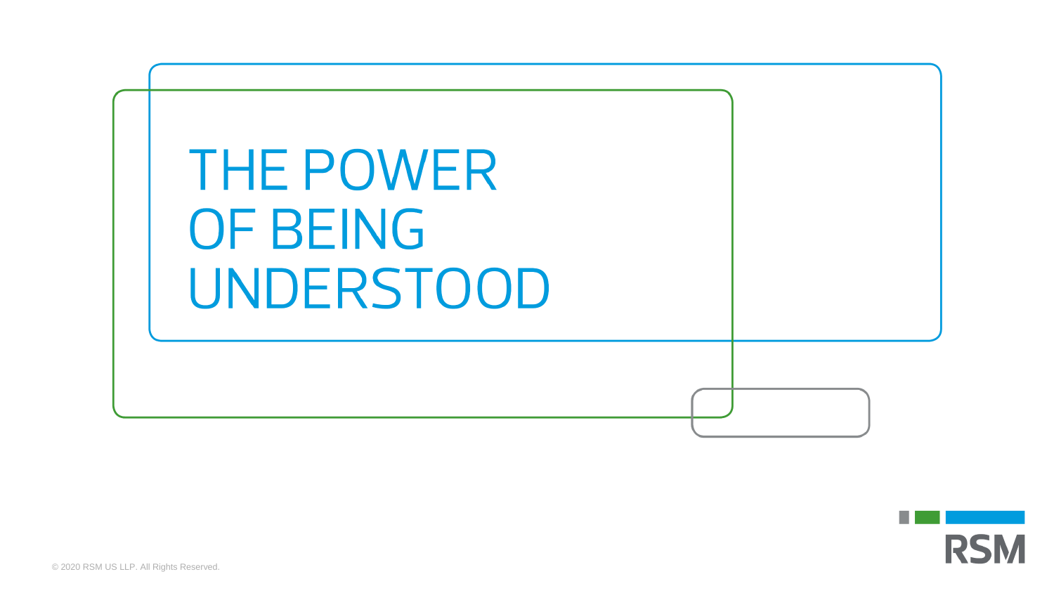# THE POWER OF BEING UNDERSTOOD

RSM

© 2020 RSM US LLP. All Rights Reserved.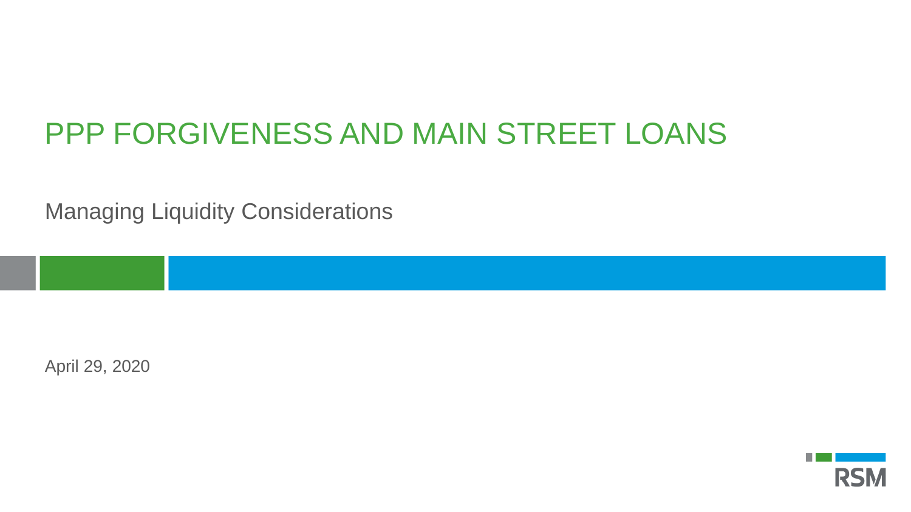# PPP FORGIVENESS AND MAIN STREET LOANS

Managing Liquidity Considerations

April 29, 2020

RSM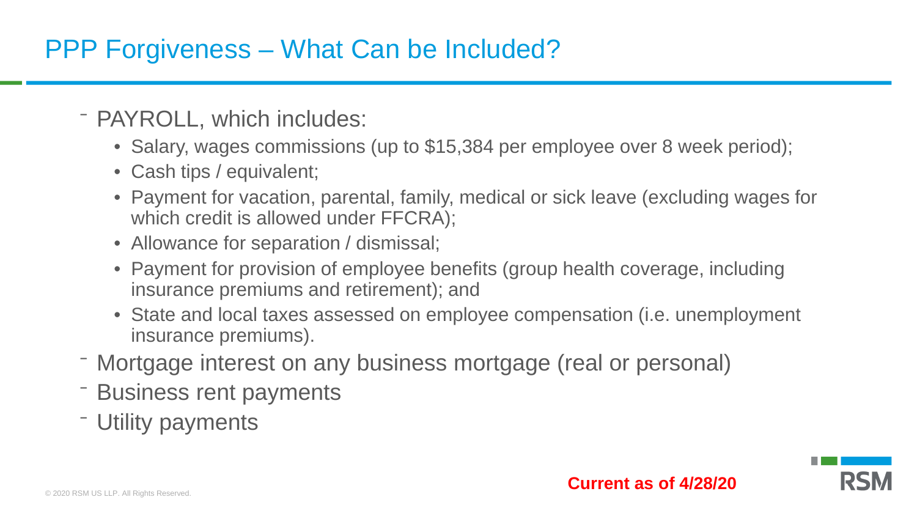# PPP Forgiveness – What Can be Included?

- PAYROLL, which includes:
  - Salary, wages commissions (up to $15,384 per employee over 8 week period);
  - Cash tips / equivalent;
  - Payment for vacation, parental, family, medical or sick leave (excluding wages for which credit is allowed under FFCRA);
  - Allowance for separation / dismissal;
  - Payment for provision of employee benefits (group health coverage, including insurance premiums and retirement); and
  - State and local taxes assessed on employee compensation (i.e. unemployment insurance premiums).
- Mortgage interest on any business mortgage (real or personal)
- Business rent payments
- Utility payments

**Current as of 4/28/20**

© 2020 RSM US LLP. All Rights Reserved.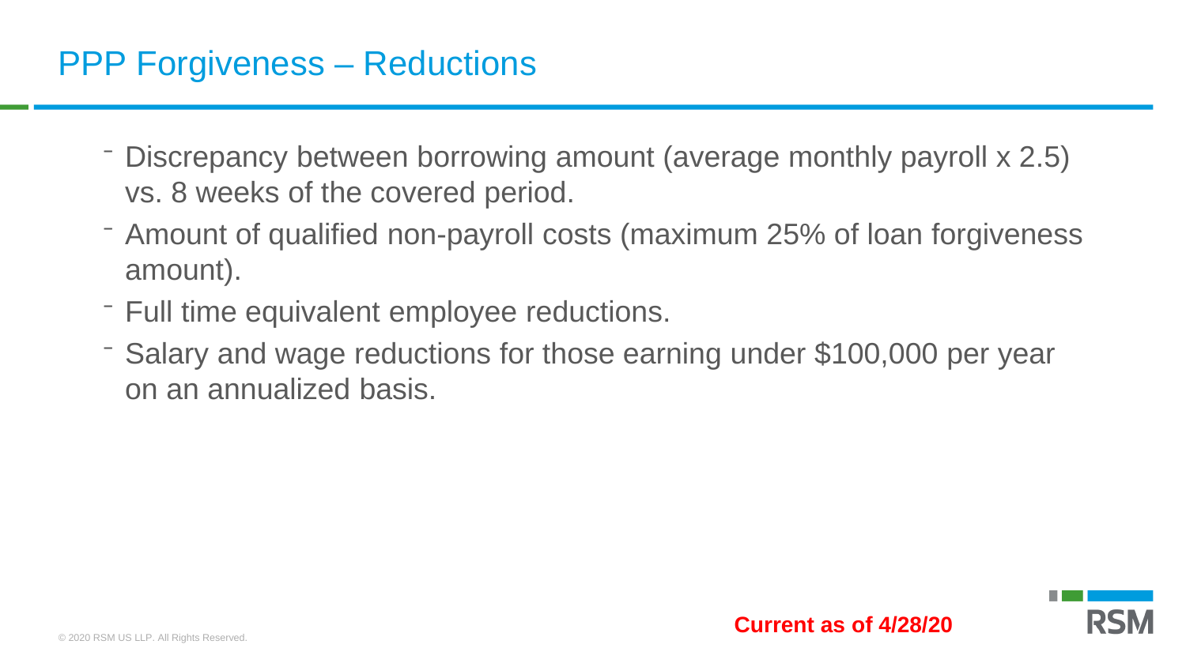# PPP Forgiveness – Reductions

- Discrepancy between borrowing amount (average monthly payroll x 2.5) vs. 8 weeks of the covered period.
- Amount of qualified non-payroll costs (maximum 25% of loan forgiveness amount).
- Full time equivalent employee reductions.
- Salary and wage reductions for those earning under $100,000 per year on an annualized basis.

**Current as of 4/28/20**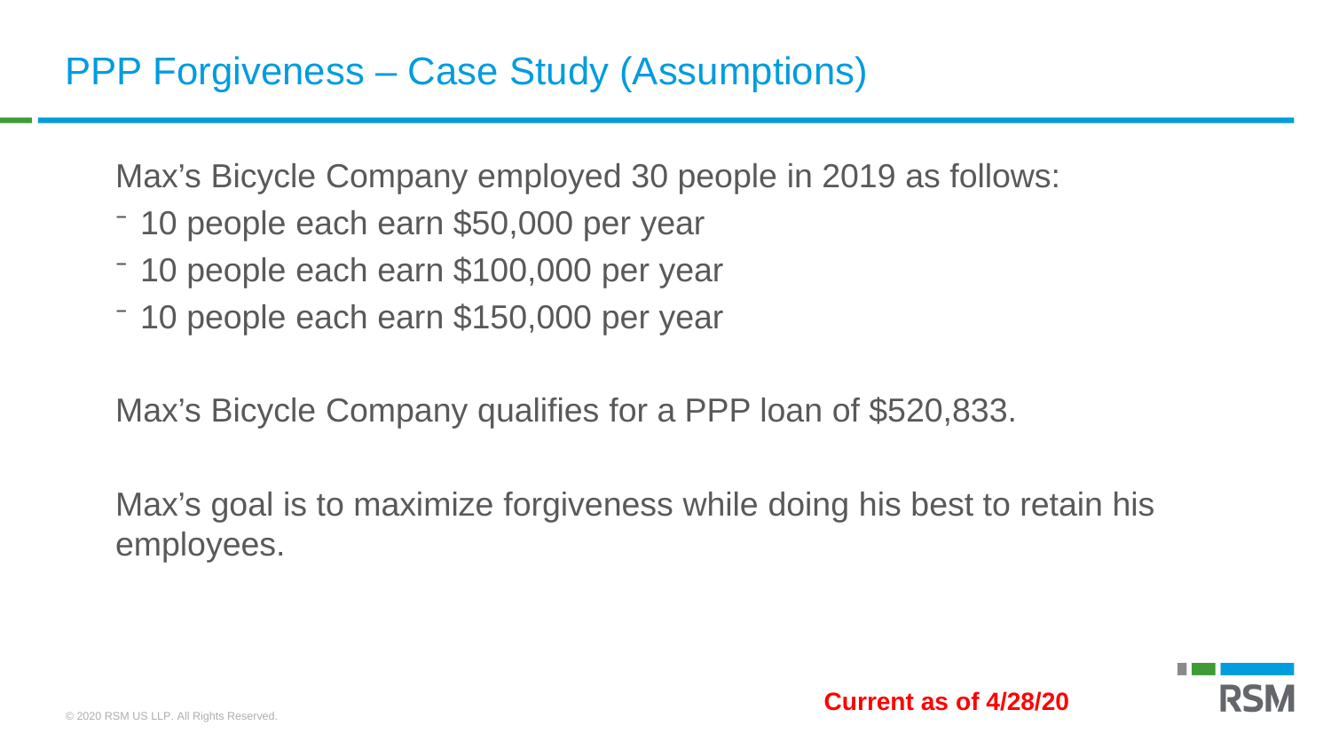# PPP Forgiveness – Case Study (Assumptions)

Max's Bicycle Company employed 30 people in 2019 as follows:

- 10 people each earn $50,000 per year
- 10 people each earn $100,000 per year
- 10 people each earn $150,000 per year

Max's Bicycle Company qualifies for a PPP loan of $520,833.

Max's goal is to maximize forgiveness while doing his best to retain his employees.

**Current as of 4/28/20**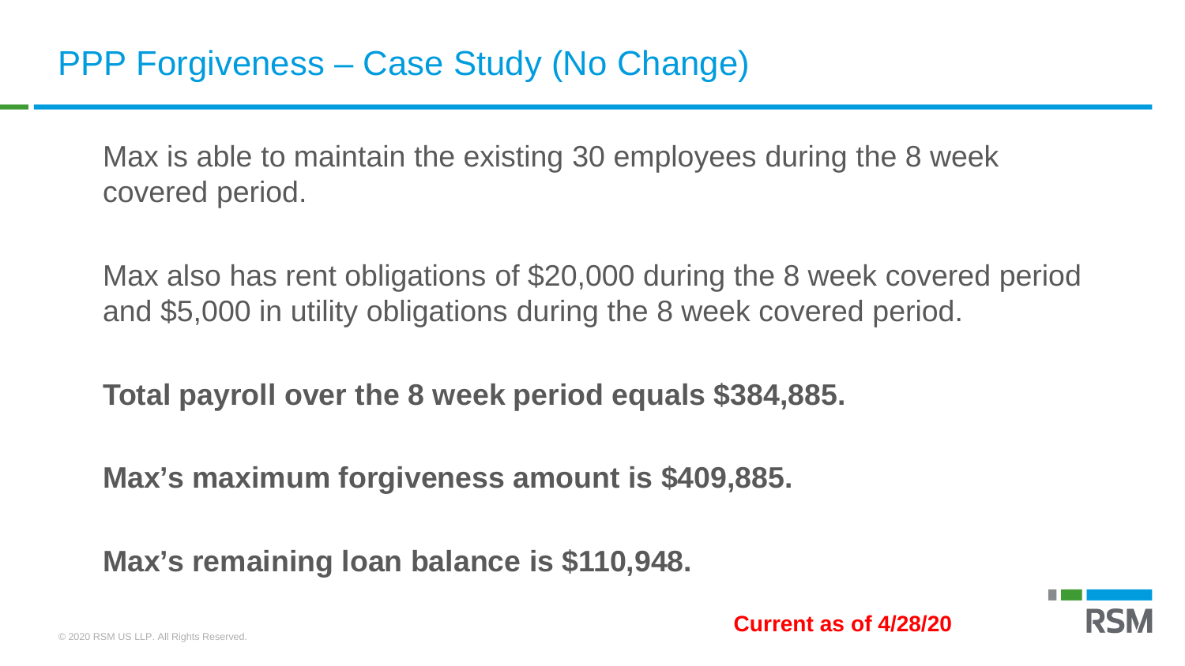# PPP Forgiveness – Case Study (No Change)

Max is able to maintain the existing 30 employees during the 8 week covered period.

Max also has rent obligations of $20,000 during the 8 week covered period and $5,000 in utility obligations during the 8 week covered period.

**Total payroll over the 8 week period equals $384,885.**

**Max's maximum forgiveness amount is $409,885.**

**Max's remaining loan balance is $110,948.**

**Current as of 4/28/20**

© 2020 RSM US LLP. All Rights Reserved.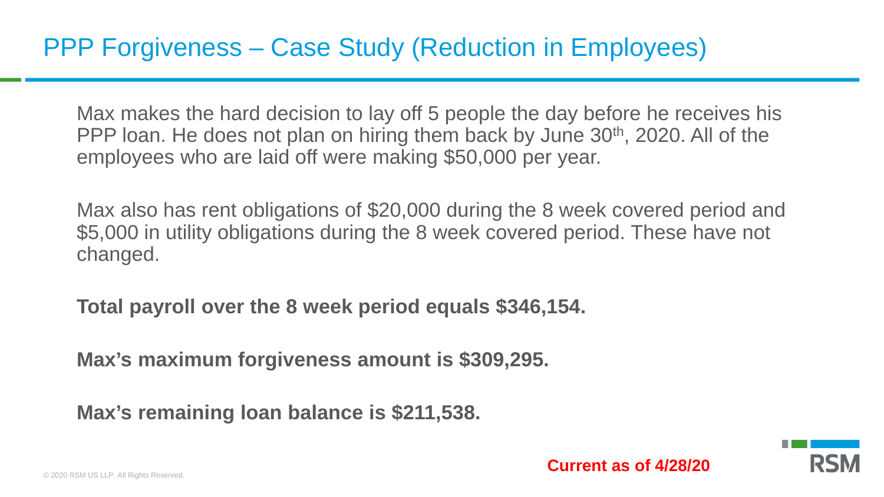# PPP Forgiveness – Case Study (Reduction in Employees)

Max makes the hard decision to lay off 5 people the day before he receives his PPP loan. He does not plan on hiring them back by June 30th, 2020. All of the employees who are laid off were making $50,000 per year.

Max also has rent obligations of $20,000 during the 8 week covered period and $5,000 in utility obligations during the 8 week covered period. These have not changed.

**Total payroll over the 8 week period equals $346,154.**

**Max's maximum forgiveness amount is $309,295.**

**Max's remaining loan balance is $211,538.**

**Current as of 4/28/20**

© 2020 RSM US LLP. All Rights Reserved.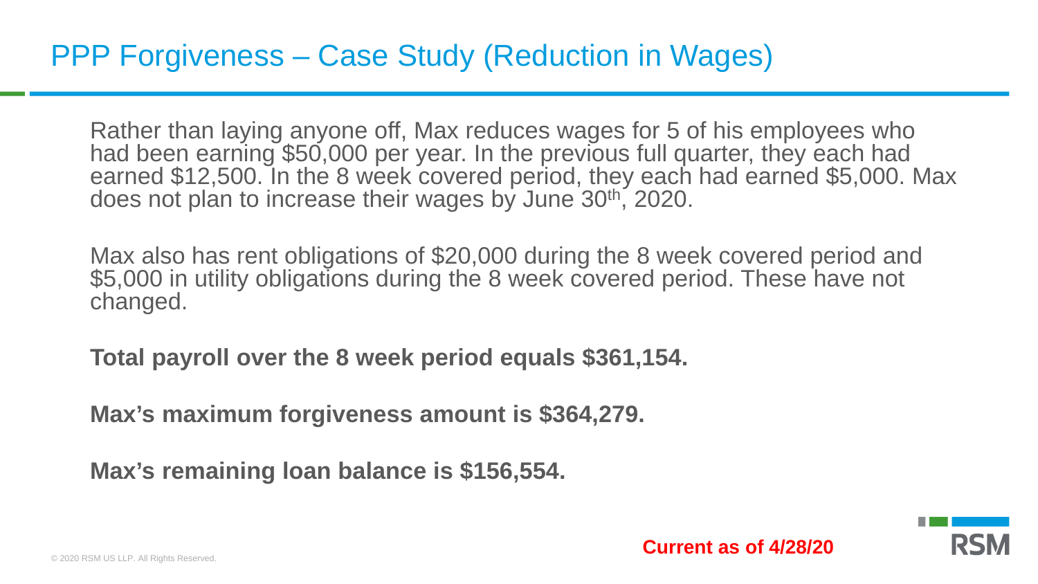# PPP Forgiveness – Case Study (Reduction in Wages)

Rather than laying anyone off, Max reduces wages for 5 of his employees who had been earning $50,000 per year. In the previous full quarter, they each had earned $12,500. In the 8 week covered period, they each had earned $5,000. Max does not plan to increase their wages by June 30th, 2020.

Max also has rent obligations of $20,000 during the 8 week covered period and $5,000 in utility obligations during the 8 week covered period. These have not changed.

**Total payroll over the 8 week period equals $361,154.**

**Max's maximum forgiveness amount is $364,279.**

**Max's remaining loan balance is $156,554.**

**Current as of 4/28/20**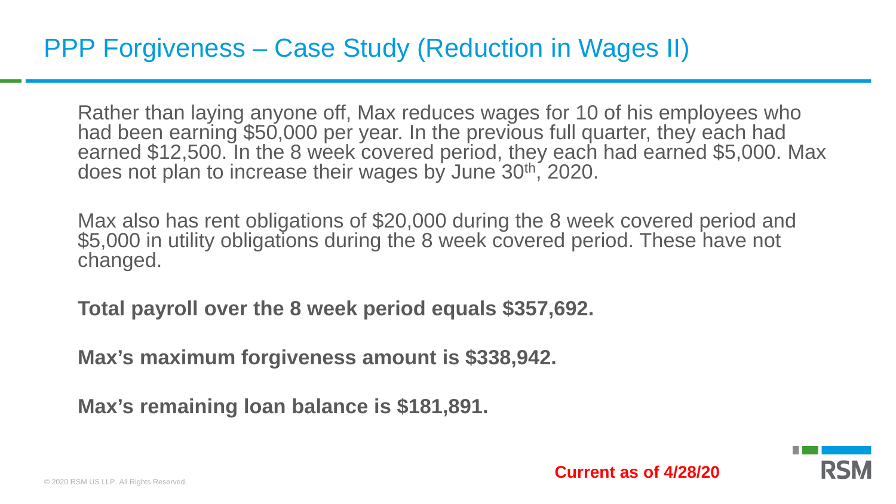# PPP Forgiveness – Case Study (Reduction in Wages II)

Rather than laying anyone off, Max reduces wages for 10 of his employees who had been earning $50,000 per year. In the previous full quarter, they each had earned $12,500. In the 8 week covered period, they each had earned $5,000. Max does not plan to increase their wages by June 30th, 2020.

Max also has rent obligations of $20,000 during the 8 week covered period and $5,000 in utility obligations during the 8 week covered period. These have not changed.

**Total payroll over the 8 week period equals $357,692.**

**Max's maximum forgiveness amount is $338,942.**

**Max's remaining loan balance is $181,891.**

**Current as of 4/28/20**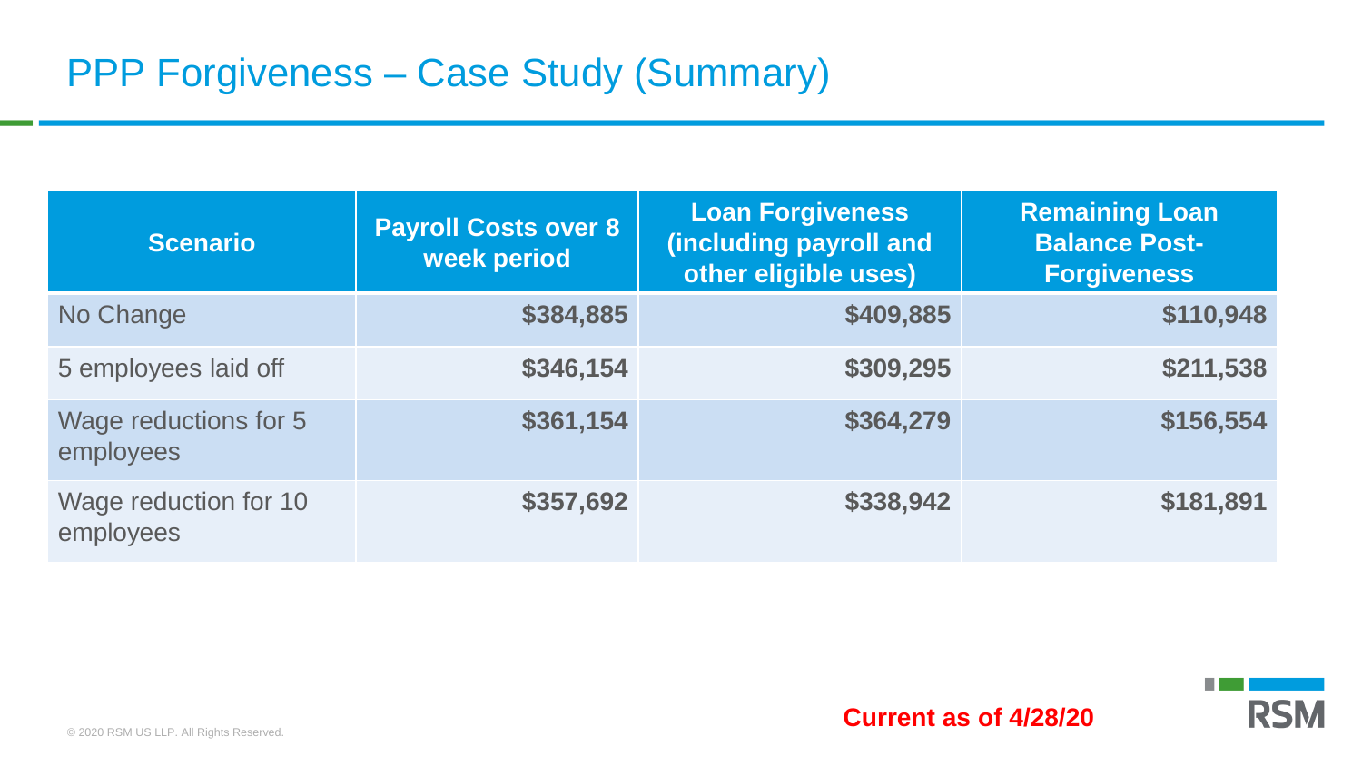# PPP Forgiveness – Case Study (Summary)

| Scenario | Payroll Costs over 8 week period | Loan Forgiveness (including payroll and other eligible uses) | Remaining Loan Balance Post-Forgiveness |
|---|---|---|---|
| No Change | **$384,885** | **$409,885** | **$110,948** |
| 5 employees laid off | **$346,154** | **$309,295** | **$211,538** |
| Wage reductions for 5 employees | **$361,154** | **$364,279** | **$156,554** |
| Wage reduction for 10 employees | **$357,692** | **$338,942** | **$181,891** |

**Current as of 4/28/20**

© 2020 RSM US LLP. All Rights Reserved.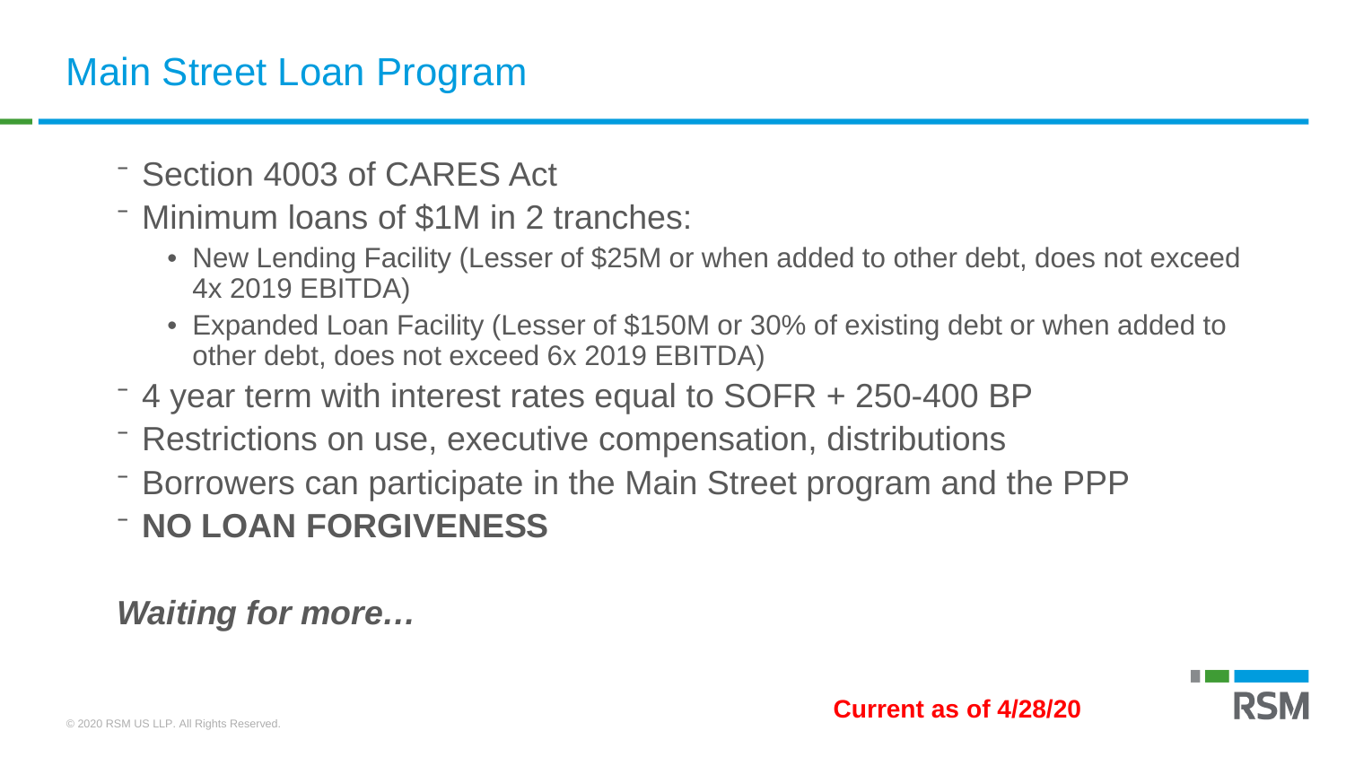# Main Street Loan Program

- Section 4003 of CARES Act
- Minimum loans of $1M in 2 tranches:
  - New Lending Facility (Lesser of $25M or when added to other debt, does not exceed 4x 2019 EBITDA)
  - Expanded Loan Facility (Lesser of $150M or 30% of existing debt or when added to other debt, does not exceed 6x 2019 EBITDA)
- 4 year term with interest rates equal to SOFR + 250-400 BP
- Restrictions on use, executive compensation, distributions
- Borrowers can participate in the Main Street program and the PPP
- **NO LOAN FORGIVENESS**

***Waiting for more…***

**Current as of 4/28/20**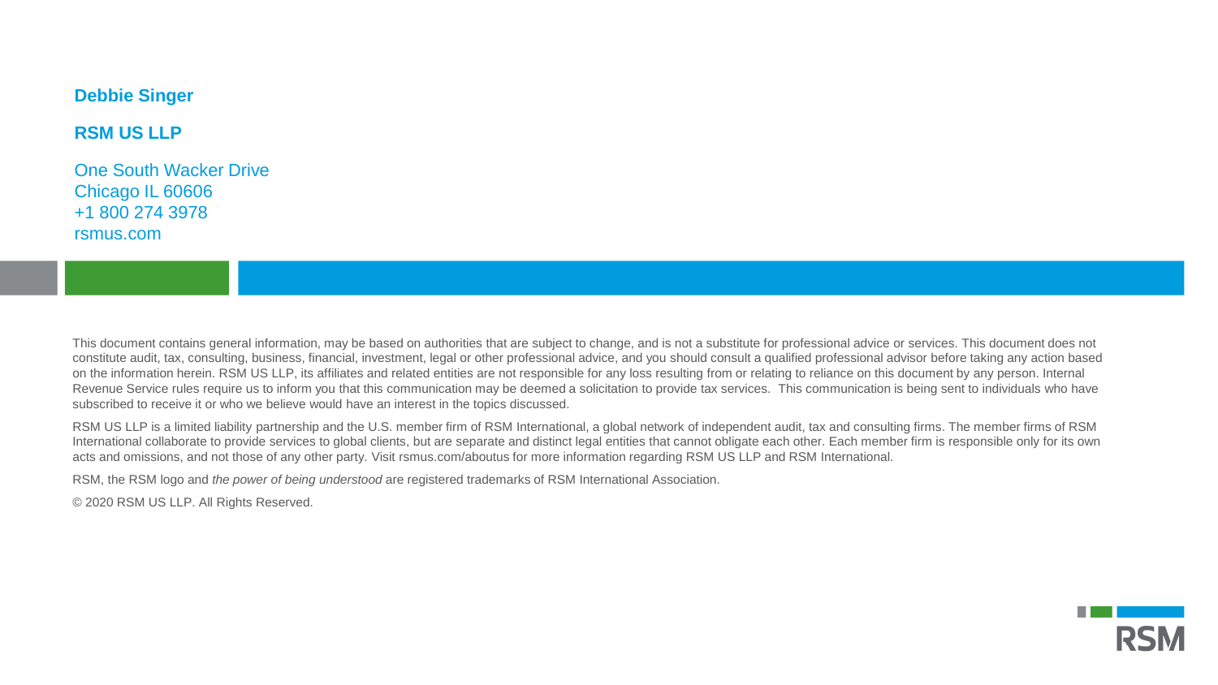**Debbie Singer**

**RSM US LLP**

One South Wacker Drive
Chicago IL 60606
+1 800 274 3978
rsmus.com

This document contains general information, may be based on authorities that are subject to change, and is not a substitute for professional advice or services. This document does not constitute audit, tax, consulting, business, financial, investment, legal or other professional advice, and you should consult a qualified professional advisor before taking any action based on the information herein. RSM US LLP, its affiliates and related entities are not responsible for any loss resulting from or relating to reliance on this document by any person. Internal Revenue Service rules require us to inform you that this communication may be deemed a solicitation to provide tax services. This communication is being sent to individuals who have subscribed to receive it or who we believe would have an interest in the topics discussed.

RSM US LLP is a limited liability partnership and the U.S. member firm of RSM International, a global network of independent audit, tax and consulting firms. The member firms of RSM International collaborate to provide services to global clients, but are separate and distinct legal entities that cannot obligate each other. Each member firm is responsible only for its own acts and omissions, and not those of any other party. Visit rsmus.com/aboutus for more information regarding RSM US LLP and RSM International.

RSM, the RSM logo and *the power of being understood* are registered trademarks of RSM International Association.

© 2020 RSM US LLP. All Rights Reserved.

RSM